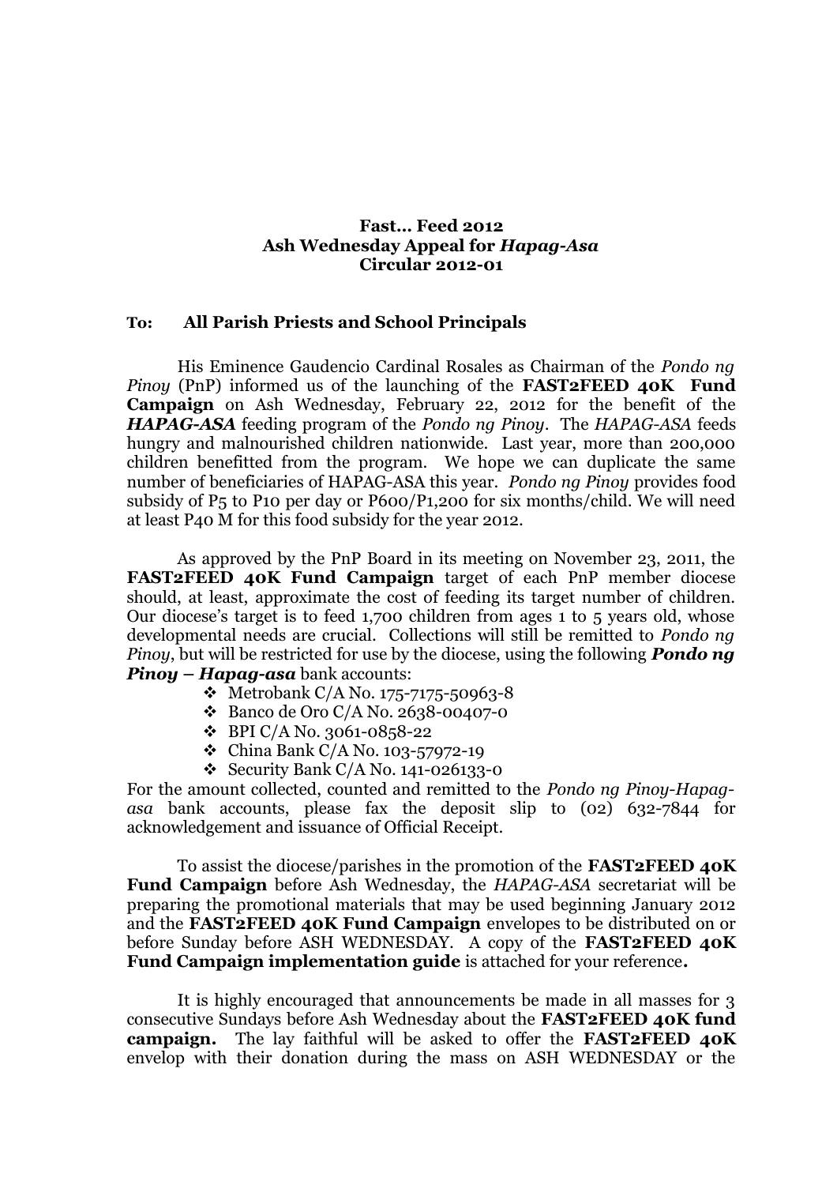**Fast... Feed 2012**
**Ash Wednesday Appeal for *Hapag-Asa***
**Circular 2012-01**

**To: All Parish Priests and School Principals**

His Eminence Gaudencio Cardinal Rosales as Chairman of the *Pondo ng Pinoy* (PnP) informed us of the launching of the **FAST2FEED 40K Fund Campaign** on Ash Wednesday, February 22, 2012 for the benefit of the ***HAPAG-ASA*** feeding program of the *Pondo ng Pinoy*. The *HAPAG-ASA* feeds hungry and malnourished children nationwide. Last year, more than 200,000 children benefitted from the program. We hope we can duplicate the same number of beneficiaries of HAPAG-ASA this year. *Pondo ng Pinoy* provides food subsidy of P5 to P10 per day or P600/P1,200 for six months/child. We will need at least P40 M for this food subsidy for the year 2012.

As approved by the PnP Board in its meeting on November 23, 2011, the **FAST2FEED 40K Fund Campaign** target of each PnP member diocese should, at least, approximate the cost of feeding its target number of children. Our diocese's target is to feed 1,700 children from ages 1 to 5 years old, whose developmental needs are crucial. Collections will still be remitted to *Pondo ng Pinoy*, but will be restricted for use by the diocese, using the following ***Pondo ng Pinoy – Hapag-asa*** bank accounts:

- Metrobank C/A No. 175-7175-50963-8
- Banco de Oro C/A No. 2638-00407-0
- BPI C/A No. 3061-0858-22
- China Bank C/A No. 103-57972-19
- Security Bank C/A No. 141-026133-0

For the amount collected, counted and remitted to the *Pondo ng Pinoy-Hapag-asa* bank accounts, please fax the deposit slip to (02) 632-7844 for acknowledgement and issuance of Official Receipt.

To assist the diocese/parishes in the promotion of the **FAST2FEED 40K Fund Campaign** before Ash Wednesday, the *HAPAG-ASA* secretariat will be preparing the promotional materials that may be used beginning January 2012 and the **FAST2FEED 40K Fund Campaign** envelopes to be distributed on or before Sunday before ASH WEDNESDAY. A copy of the **FAST2FEED 40K Fund Campaign implementation guide** is attached for your reference**.**

It is highly encouraged that announcements be made in all masses for 3 consecutive Sundays before Ash Wednesday about the **FAST2FEED 40K fund campaign.** The lay faithful will be asked to offer the **FAST2FEED 40K** envelop with their donation during the mass on ASH WEDNESDAY or the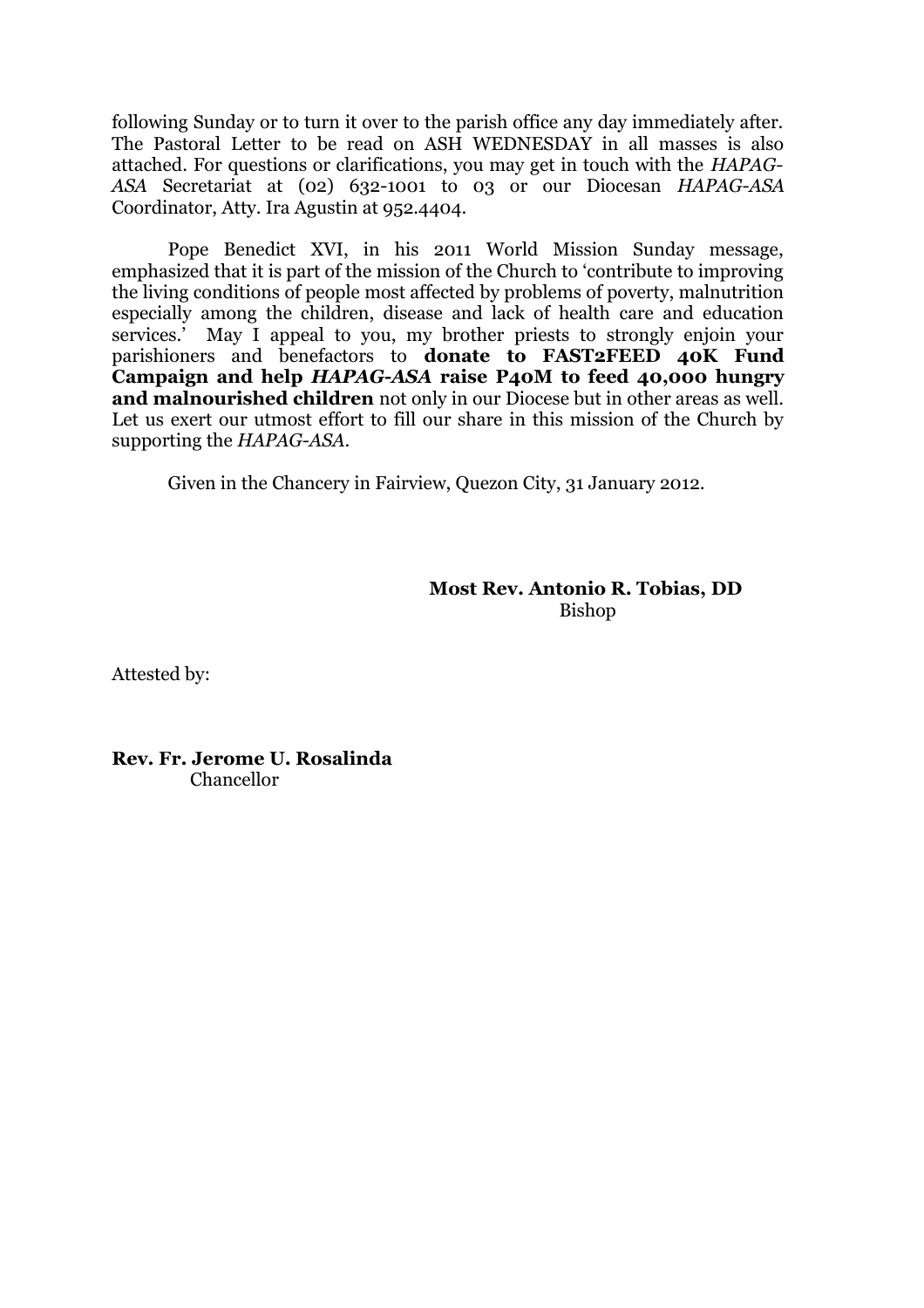following Sunday or to turn it over to the parish office any day immediately after. The Pastoral Letter to be read on ASH WEDNESDAY in all masses is also attached. For questions or clarifications, you may get in touch with the *HAPAG-ASA* Secretariat at (02) 632-1001 to 03 or our Diocesan *HAPAG-ASA* Coordinator, Atty. Ira Agustin at 952.4404.

Pope Benedict XVI, in his 2011 World Mission Sunday message, emphasized that it is part of the mission of the Church to 'contribute to improving the living conditions of people most affected by problems of poverty, malnutrition especially among the children, disease and lack of health care and education services.' May I appeal to you, my brother priests to strongly enjoin your parishioners and benefactors to **donate to FAST2FEED 40K Fund Campaign and help *HAPAG-ASA* raise P40M to feed 40,000 hungry and malnourished children** not only in our Diocese but in other areas as well. Let us exert our utmost effort to fill our share in this mission of the Church by supporting the *HAPAG-ASA*.

Given in the Chancery in Fairview, Quezon City, 31 January 2012.

**Most Rev. Antonio R. Tobias, DD**
Bishop

Attested by:

**Rev. Fr. Jerome U. Rosalinda**
Chancellor